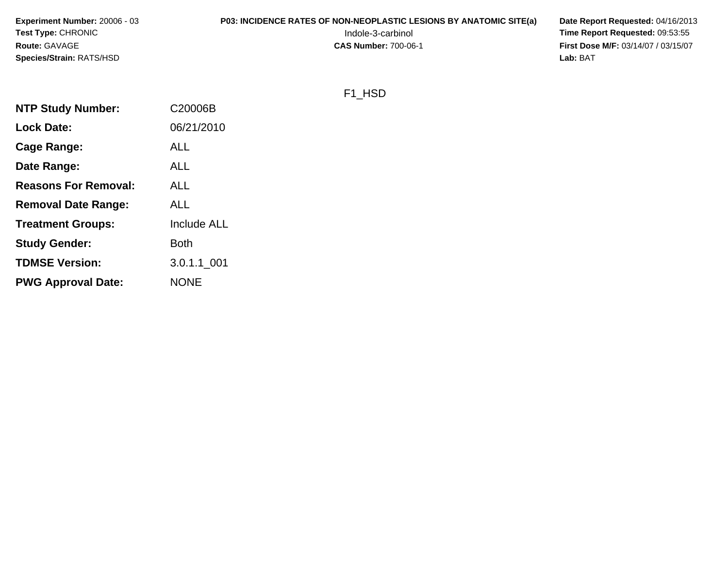**Experiment Number:** 20006 - 03
**Test Type:** CHRONIC
**Route:** GAVAGE
**Species/Strain:** RATS/HSD

**P03: INCIDENCE RATES OF NON-NEOPLASTIC LESIONS BY ANATOMIC SITE(a)**
Indole-3-carbinol
**CAS Number:** 700-06-1

**Date Report Requested:** 04/16/2013
**Time Report Requested:** 09:53:55
**First Dose M/F:** 03/14/07 / 03/15/07
**Lab:** BAT

F1_HSD

| | |
|---|---|
| **NTP Study Number:** | C20006B |
| **Lock Date:** | 06/21/2010 |
| **Cage Range:** | ALL |
| **Date Range:** | ALL |
| **Reasons For Removal:** | ALL |
| **Removal Date Range:** | ALL |
| **Treatment Groups:** | Include ALL |
| **Study Gender:** | Both |
| **TDMSE Version:** | 3.0.1.1_001 |
| **PWG Approval Date:** | NONE |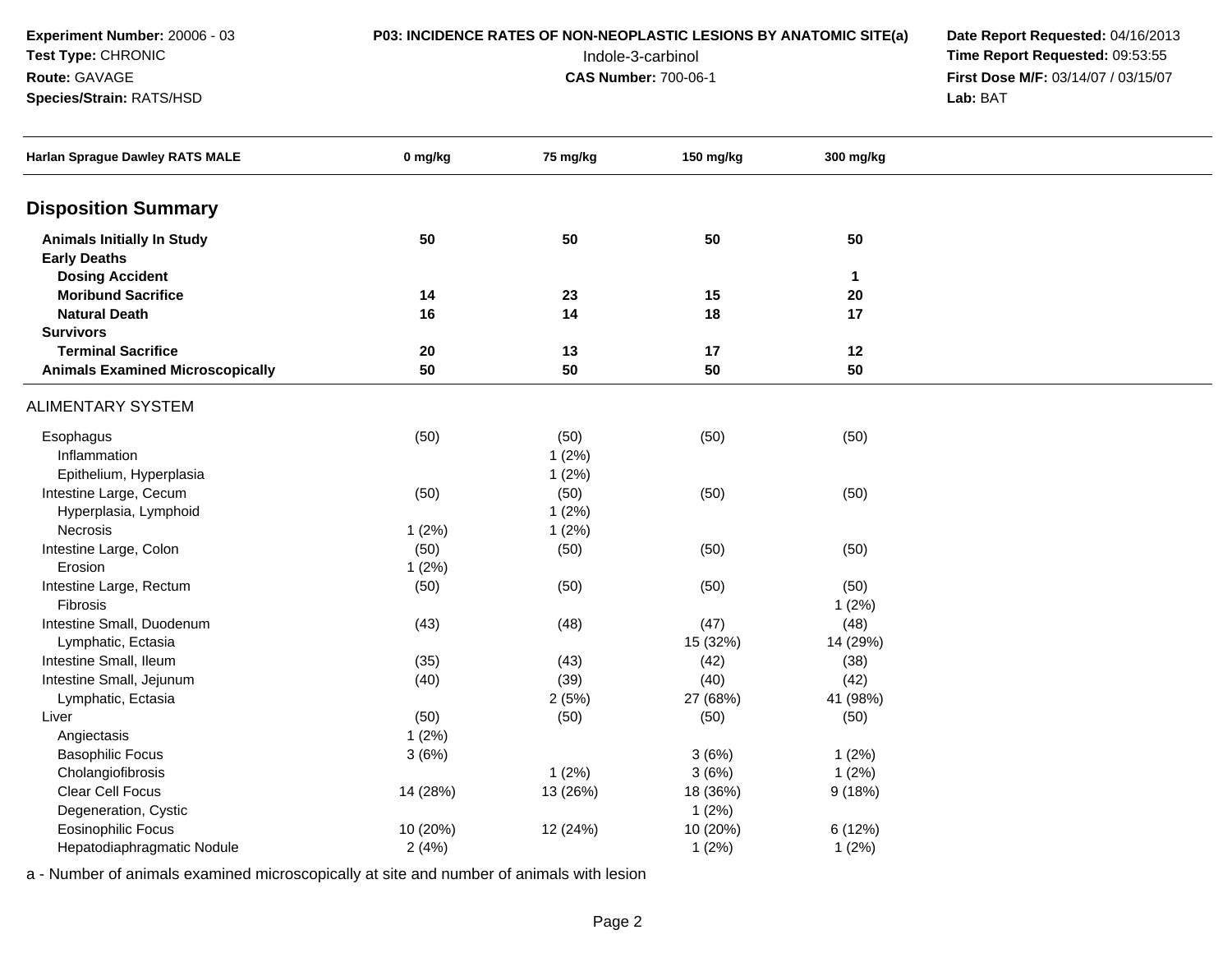**Experiment Number:** 20006 - 03
**Test Type:** CHRONIC
**Route:** GAVAGE
**Species/Strain:** RATS/HSD

**P03: INCIDENCE RATES OF NON-NEOPLASTIC LESIONS BY ANATOMIC SITE(a)**
Indole-3-carbinol
**CAS Number:** 700-06-1

**Date Report Requested:** 04/16/2013
**Time Report Requested:** 09:53:55
**First Dose M/F:** 03/14/07 / 03/15/07
**Lab:** BAT

| Harlan Sprague Dawley RATS MALE | 0 mg/kg | 75 mg/kg | 150 mg/kg | 300 mg/kg |
|---|---|---|---|---|
| **Disposition Summary** | | | | |
| **Animals Initially In Study** | **50** | **50** | **50** | **50** |
| **Early Deaths** | | | | |
| **Dosing Accident** | | | | **1** |
| **Moribund Sacrifice** | **14** | **23** | **15** | **20** |
| **Natural Death** | **16** | **14** | **18** | **17** |
| **Survivors** | | | | |
| **Terminal Sacrifice** | **20** | **13** | **17** | **12** |
| **Animals Examined Microscopically** | **50** | **50** | **50** | **50** |
| ALIMENTARY SYSTEM | | | | |
| Esophagus | (50) | (50) | (50) | (50) |
| Inflammation | | 1 (2%) | | |
| Epithelium, Hyperplasia | | 1 (2%) | | |
| Intestine Large, Cecum | (50) | (50) | (50) | (50) |
| Hyperplasia, Lymphoid | | 1 (2%) | | |
| Necrosis | 1 (2%) | 1 (2%) | | |
| Intestine Large, Colon | (50) | (50) | (50) | (50) |
| Erosion | 1 (2%) | | | |
| Intestine Large, Rectum | (50) | (50) | (50) | (50) |
| Fibrosis | | | | 1 (2%) |
| Intestine Small, Duodenum | (43) | (48) | (47) | (48) |
| Lymphatic, Ectasia | | | 15 (32%) | 14 (29%) |
| Intestine Small, Ileum | (35) | (43) | (42) | (38) |
| Intestine Small, Jejunum | (40) | (39) | (40) | (42) |
| Lymphatic, Ectasia | | 2 (5%) | 27 (68%) | 41 (98%) |
| Liver | (50) | (50) | (50) | (50) |
| Angiectasis | 1 (2%) | | | |
| Basophilic Focus | 3 (6%) | | 3 (6%) | 1 (2%) |
| Cholangiofibrosis | | 1 (2%) | 3 (6%) | 1 (2%) |
| Clear Cell Focus | 14 (28%) | 13 (26%) | 18 (36%) | 9 (18%) |
| Degeneration, Cystic | | | 1 (2%) | |
| Eosinophilic Focus | 10 (20%) | 12 (24%) | 10 (20%) | 6 (12%) |
| Hepatodiaphragmatic Nodule | 2 (4%) | | 1 (2%) | 1 (2%) |

a - Number of animals examined microscopically at site and number of animals with lesion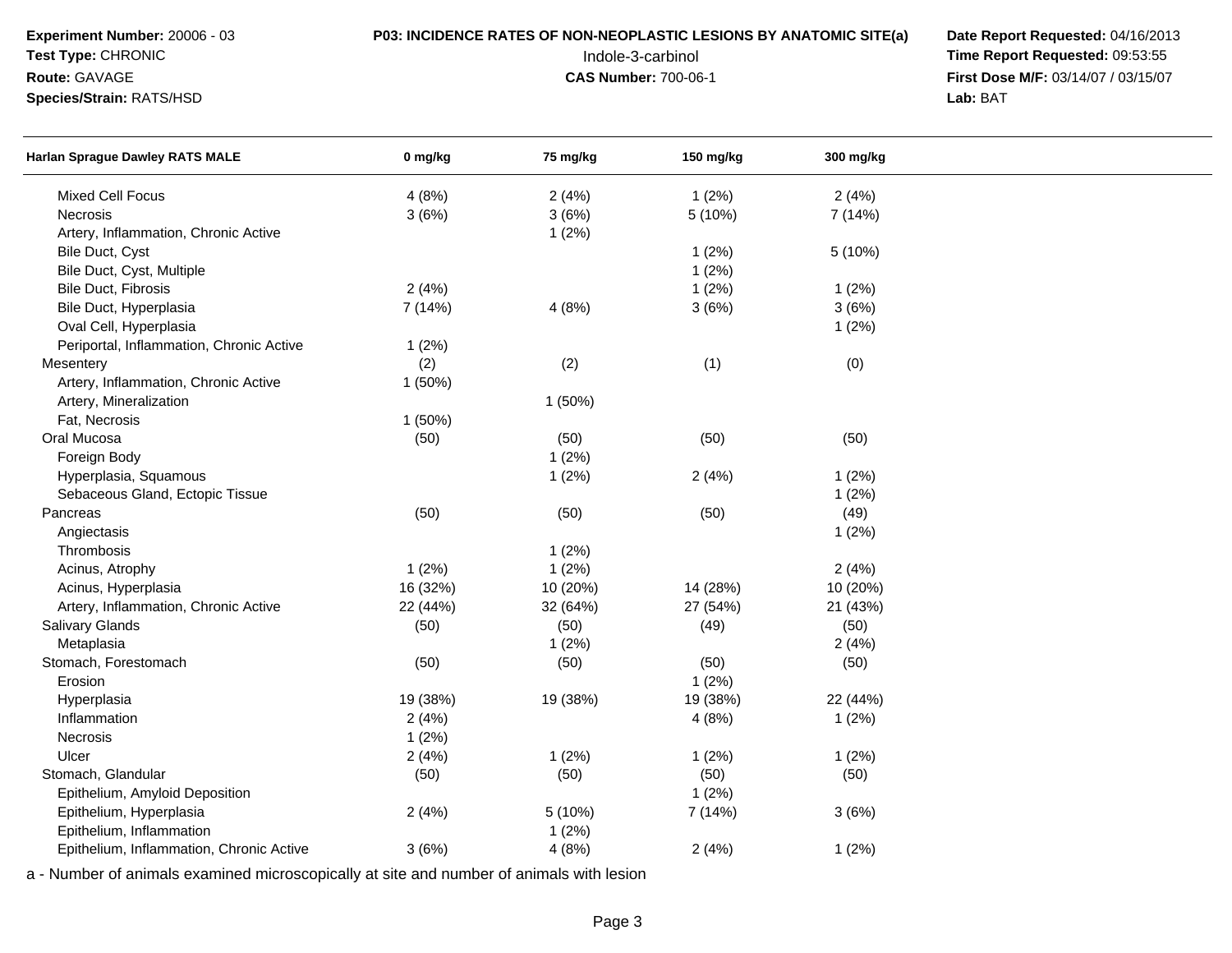**Experiment Number:** 20006 - 03
**Test Type:** CHRONIC
**Route:** GAVAGE
**Species/Strain:** RATS/HSD

**P03: INCIDENCE RATES OF NON-NEOPLASTIC LESIONS BY ANATOMIC SITE(a)**
Indole-3-carbinol
**CAS Number:** 700-06-1

**Date Report Requested:** 04/16/2013
**Time Report Requested:** 09:53:55
**First Dose M/F:** 03/14/07 / 03/15/07
**Lab:** BAT

| Harlan Sprague Dawley RATS MALE | 0 mg/kg | 75 mg/kg | 150 mg/kg | 300 mg/kg |
|---|---|---|---|---|
| Mixed Cell Focus | 4 (8%) | 2 (4%) | 1 (2%) | 2 (4%) |
| Necrosis | 3 (6%) | 3 (6%) | 5 (10%) | 7 (14%) |
| Artery, Inflammation, Chronic Active | | 1 (2%) | | |
| Bile Duct, Cyst | | | 1 (2%) | 5 (10%) |
| Bile Duct, Cyst, Multiple | | | 1 (2%) | |
| Bile Duct, Fibrosis | 2 (4%) | | 1 (2%) | 1 (2%) |
| Bile Duct, Hyperplasia | 7 (14%) | 4 (8%) | 3 (6%) | 3 (6%) |
| Oval Cell, Hyperplasia | | | | 1 (2%) |
| Periportal, Inflammation, Chronic Active | 1 (2%) | | | |
| Mesentery | (2) | (2) | (1) | (0) |
| Artery, Inflammation, Chronic Active | 1 (50%) | | | |
| Artery, Mineralization | | 1 (50%) | | |
| Fat, Necrosis | 1 (50%) | | | |
| Oral Mucosa | (50) | (50) | (50) | (50) |
| Foreign Body | | 1 (2%) | | |
| Hyperplasia, Squamous | | 1 (2%) | 2 (4%) | 1 (2%) |
| Sebaceous Gland, Ectopic Tissue | | | | 1 (2%) |
| Pancreas | (50) | (50) | (50) | (49) |
| Angiectasis | | | | 1 (2%) |
| Thrombosis | | 1 (2%) | | |
| Acinus, Atrophy | 1 (2%) | 1 (2%) | | 2 (4%) |
| Acinus, Hyperplasia | 16 (32%) | 10 (20%) | 14 (28%) | 10 (20%) |
| Artery, Inflammation, Chronic Active | 22 (44%) | 32 (64%) | 27 (54%) | 21 (43%) |
| Salivary Glands | (50) | (50) | (49) | (50) |
| Metaplasia | | 1 (2%) | | 2 (4%) |
| Stomach, Forestomach | (50) | (50) | (50) | (50) |
| Erosion | | | 1 (2%) | |
| Hyperplasia | 19 (38%) | 19 (38%) | 19 (38%) | 22 (44%) |
| Inflammation | 2 (4%) | | 4 (8%) | 1 (2%) |
| Necrosis | 1 (2%) | | | |
| Ulcer | 2 (4%) | 1 (2%) | 1 (2%) | 1 (2%) |
| Stomach, Glandular | (50) | (50) | (50) | (50) |
| Epithelium, Amyloid Deposition | | | 1 (2%) | |
| Epithelium, Hyperplasia | 2 (4%) | 5 (10%) | 7 (14%) | 3 (6%) |
| Epithelium, Inflammation | | 1 (2%) | | |
| Epithelium, Inflammation, Chronic Active | 3 (6%) | 4 (8%) | 2 (4%) | 1 (2%) |

a - Number of animals examined microscopically at site and number of animals with lesion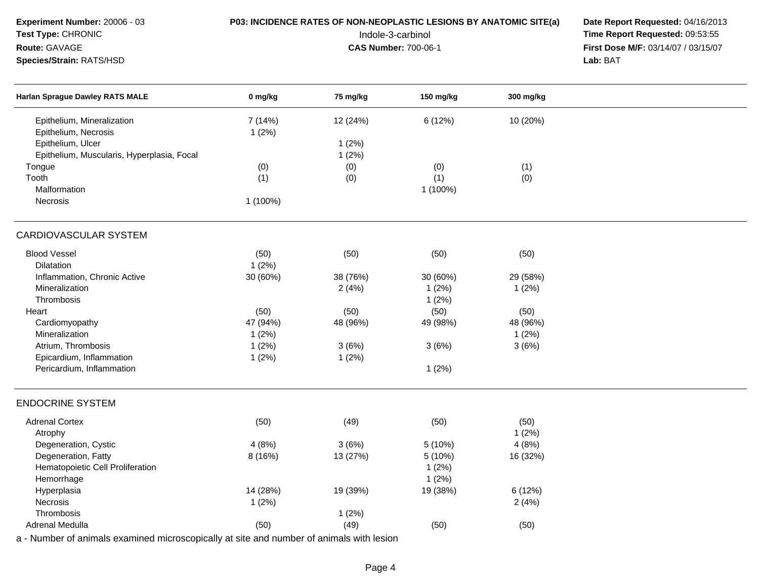**Experiment Number:** 20006 - 03
**Test Type:** CHRONIC
**Route:** GAVAGE
**Species/Strain:** RATS/HSD

**P03: INCIDENCE RATES OF NON-NEOPLASTIC LESIONS BY ANATOMIC SITE(a)**
Indole-3-carbinol
**CAS Number:** 700-06-1

**Date Report Requested:** 04/16/2013
**Time Report Requested:** 09:53:55
**First Dose M/F:** 03/14/07 / 03/15/07
**Lab:** BAT

| Harlan Sprague Dawley RATS MALE | 0 mg/kg | 75 mg/kg | 150 mg/kg | 300 mg/kg |
|---|---|---|---|---|
| Epithelium, Mineralization | 7 (14%) | 12 (24%) | 6 (12%) | 10 (20%) |
| Epithelium, Necrosis | 1 (2%) | | | |
| Epithelium, Ulcer | | 1 (2%) | | |
| Epithelium, Muscularis, Hyperplasia, Focal | | 1 (2%) | | |
| Tongue | (0) | (0) | (0) | (1) |
| Tooth | (1) | (0) | (1) | (0) |
| Malformation | | | 1 (100%) | |
| Necrosis | 1 (100%) | | | |
| **CARDIOVASCULAR SYSTEM** | | | | |
| Blood Vessel | (50) | (50) | (50) | (50) |
| Dilatation | 1 (2%) | | | |
| Inflammation, Chronic Active | 30 (60%) | 38 (76%) | 30 (60%) | 29 (58%) |
| Mineralization | | 2 (4%) | 1 (2%) | 1 (2%) |
| Thrombosis | | | 1 (2%) | |
| Heart | (50) | (50) | (50) | (50) |
| Cardiomyopathy | 47 (94%) | 48 (96%) | 49 (98%) | 48 (96%) |
| Mineralization | 1 (2%) | | | 1 (2%) |
| Atrium, Thrombosis | 1 (2%) | 3 (6%) | 3 (6%) | 3 (6%) |
| Epicardium, Inflammation | 1 (2%) | 1 (2%) | | |
| Pericardium, Inflammation | | | 1 (2%) | |
| **ENDOCRINE SYSTEM** | | | | |
| Adrenal Cortex | (50) | (49) | (50) | (50) |
| Atrophy | | | | 1 (2%) |
| Degeneration, Cystic | 4 (8%) | 3 (6%) | 5 (10%) | 4 (8%) |
| Degeneration, Fatty | 8 (16%) | 13 (27%) | 5 (10%) | 16 (32%) |
| Hematopoietic Cell Proliferation | | | 1 (2%) | |
| Hemorrhage | | | 1 (2%) | |
| Hyperplasia | 14 (28%) | 19 (39%) | 19 (38%) | 6 (12%) |
| Necrosis | 1 (2%) | | | 2 (4%) |
| Thrombosis | | 1 (2%) | | |
| Adrenal Medulla | (50) | (49) | (50) | (50) |

a - Number of animals examined microscopically at site and number of animals with lesion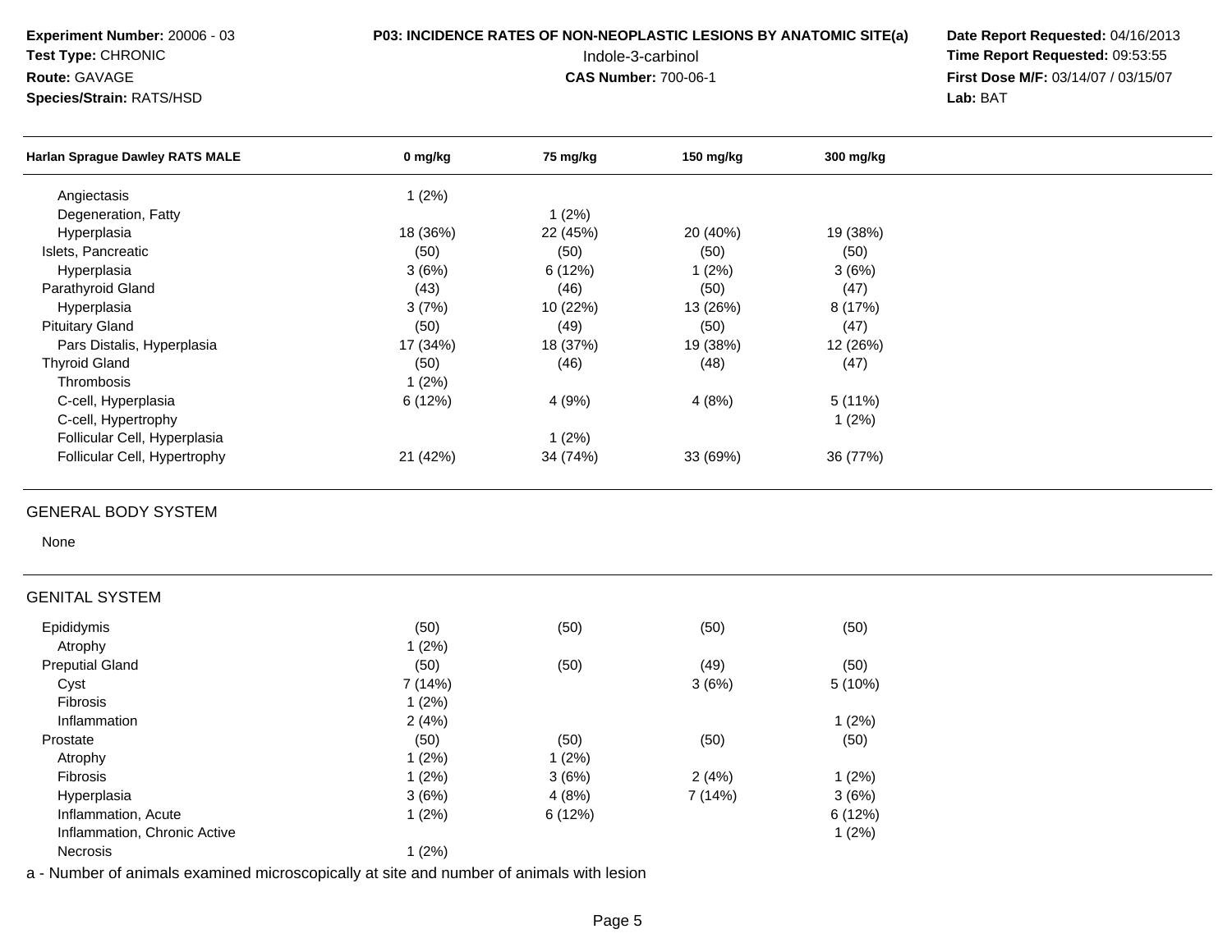**Experiment Number:** 20006 - 03
**Test Type:** CHRONIC
**Route:** GAVAGE
**Species/Strain:** RATS/HSD

**P03: INCIDENCE RATES OF NON-NEOPLASTIC LESIONS BY ANATOMIC SITE(a)**
Indole-3-carbinol
**CAS Number:** 700-06-1

**Date Report Requested:** 04/16/2013
**Time Report Requested:** 09:53:55
**First Dose M/F:** 03/14/07 / 03/15/07
**Lab:** BAT

| Harlan Sprague Dawley RATS MALE | 0 mg/kg | 75 mg/kg | 150 mg/kg | 300 mg/kg |
|---|---|---|---|---|
| Angiectasis | 1 (2%) | | | |
| Degeneration, Fatty | | 1 (2%) | | |
| Hyperplasia | 18 (36%) | 22 (45%) | 20 (40%) | 19 (38%) |
| Islets, Pancreatic | (50) | (50) | (50) | (50) |
| Hyperplasia | 3 (6%) | 6 (12%) | 1 (2%) | 3 (6%) |
| Parathyroid Gland | (43) | (46) | (50) | (47) |
| Hyperplasia | 3 (7%) | 10 (22%) | 13 (26%) | 8 (17%) |
| Pituitary Gland | (50) | (49) | (50) | (47) |
| Pars Distalis, Hyperplasia | 17 (34%) | 18 (37%) | 19 (38%) | 12 (26%) |
| Thyroid Gland | (50) | (46) | (48) | (47) |
| Thrombosis | 1 (2%) | | | |
| C-cell, Hyperplasia | 6 (12%) | 4 (9%) | 4 (8%) | 5 (11%) |
| C-cell, Hypertrophy | | | | 1 (2%) |
| Follicular Cell, Hyperplasia | | 1 (2%) | | |
| Follicular Cell, Hypertrophy | 21 (42%) | 34 (74%) | 33 (69%) | 36 (77%) |

GENERAL BODY SYSTEM

None

GENITAL SYSTEM

| | | | | |
|---|---|---|---|---|
| Epididymis | (50) | (50) | (50) | (50) |
| Atrophy | 1 (2%) | | | |
| Preputial Gland | (50) | (50) | (49) | (50) |
| Cyst | 7 (14%) | | 3 (6%) | 5 (10%) |
| Fibrosis | 1 (2%) | | | |
| Inflammation | 2 (4%) | | | 1 (2%) |
| Prostate | (50) | (50) | (50) | (50) |
| Atrophy | 1 (2%) | 1 (2%) | | |
| Fibrosis | 1 (2%) | 3 (6%) | 2 (4%) | 1 (2%) |
| Hyperplasia | 3 (6%) | 4 (8%) | 7 (14%) | 3 (6%) |
| Inflammation, Acute | 1 (2%) | 6 (12%) | | 6 (12%) |
| Inflammation, Chronic Active | | | | 1 (2%) |
| Necrosis | 1 (2%) | | | |

a - Number of animals examined microscopically at site and number of animals with lesion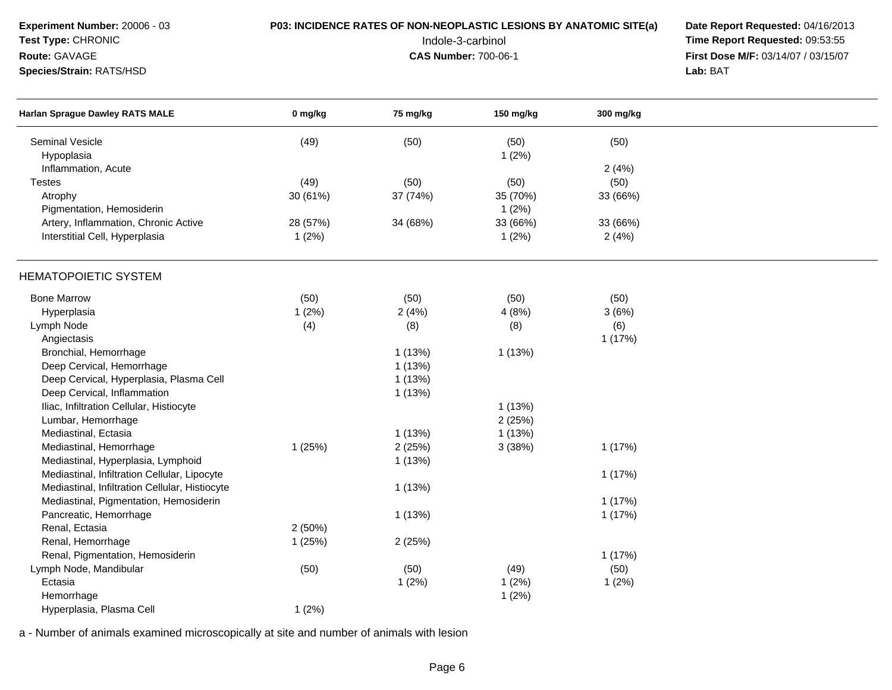**Experiment Number:** 20006 - 03
**Test Type:** CHRONIC
**Route:** GAVAGE
**Species/Strain:** RATS/HSD

**P03: INCIDENCE RATES OF NON-NEOPLASTIC LESIONS BY ANATOMIC SITE(a)**
Indole-3-carbinol
**CAS Number:** 700-06-1

**Date Report Requested:** 04/16/2013
**Time Report Requested:** 09:53:55
**First Dose M/F:** 03/14/07 / 03/15/07
**Lab:** BAT

| Harlan Sprague Dawley RATS MALE | 0 mg/kg | 75 mg/kg | 150 mg/kg | 300 mg/kg |
|---|---|---|---|---|
| Seminal Vesicle | (49) | (50) | (50) | (50) |
| Hypoplasia | | | 1 (2%) | |
| Inflammation, Acute | | | | 2 (4%) |
| Testes | (49) | (50) | (50) | (50) |
| Atrophy | 30 (61%) | 37 (74%) | 35 (70%) | 33 (66%) |
| Pigmentation, Hemosiderin | | | 1 (2%) | |
| Artery, Inflammation, Chronic Active | 28 (57%) | 34 (68%) | 33 (66%) | 33 (66%) |
| Interstitial Cell, Hyperplasia | 1 (2%) | | 1 (2%) | 2 (4%) |

## HEMATOPOIETIC SYSTEM

| | 0 mg/kg | 75 mg/kg | 150 mg/kg | 300 mg/kg |
|---|---|---|---|---|
| Bone Marrow | (50) | (50) | (50) | (50) |
| Hyperplasia | 1 (2%) | 2 (4%) | 4 (8%) | 3 (6%) |
| Lymph Node | (4) | (8) | (8) | (6) |
| Angiectasis | | | | 1 (17%) |
| Bronchial, Hemorrhage | | 1 (13%) | 1 (13%) | |
| Deep Cervical, Hemorrhage | | 1 (13%) | | |
| Deep Cervical, Hyperplasia, Plasma Cell | | 1 (13%) | | |
| Deep Cervical, Inflammation | | 1 (13%) | | |
| Iliac, Infiltration Cellular, Histiocyte | | | 1 (13%) | |
| Lumbar, Hemorrhage | | | 2 (25%) | |
| Mediastinal, Ectasia | | 1 (13%) | 1 (13%) | |
| Mediastinal, Hemorrhage | 1 (25%) | 2 (25%) | 3 (38%) | 1 (17%) |
| Mediastinal, Hyperplasia, Lymphoid | | 1 (13%) | | |
| Mediastinal, Infiltration Cellular, Lipocyte | | | | 1 (17%) |
| Mediastinal, Infiltration Cellular, Histiocyte | | 1 (13%) | | |
| Mediastinal, Pigmentation, Hemosiderin | | | | 1 (17%) |
| Pancreatic, Hemorrhage | | 1 (13%) | | 1 (17%) |
| Renal, Ectasia | 2 (50%) | | | |
| Renal, Hemorrhage | 1 (25%) | 2 (25%) | | |
| Renal, Pigmentation, Hemosiderin | | | | 1 (17%) |
| Lymph Node, Mandibular | (50) | (50) | (49) | (50) |
| Ectasia | | 1 (2%) | 1 (2%) | 1 (2%) |
| Hemorrhage | | | 1 (2%) | |
| Hyperplasia, Plasma Cell | 1 (2%) | | | |

a - Number of animals examined microscopically at site and number of animals with lesion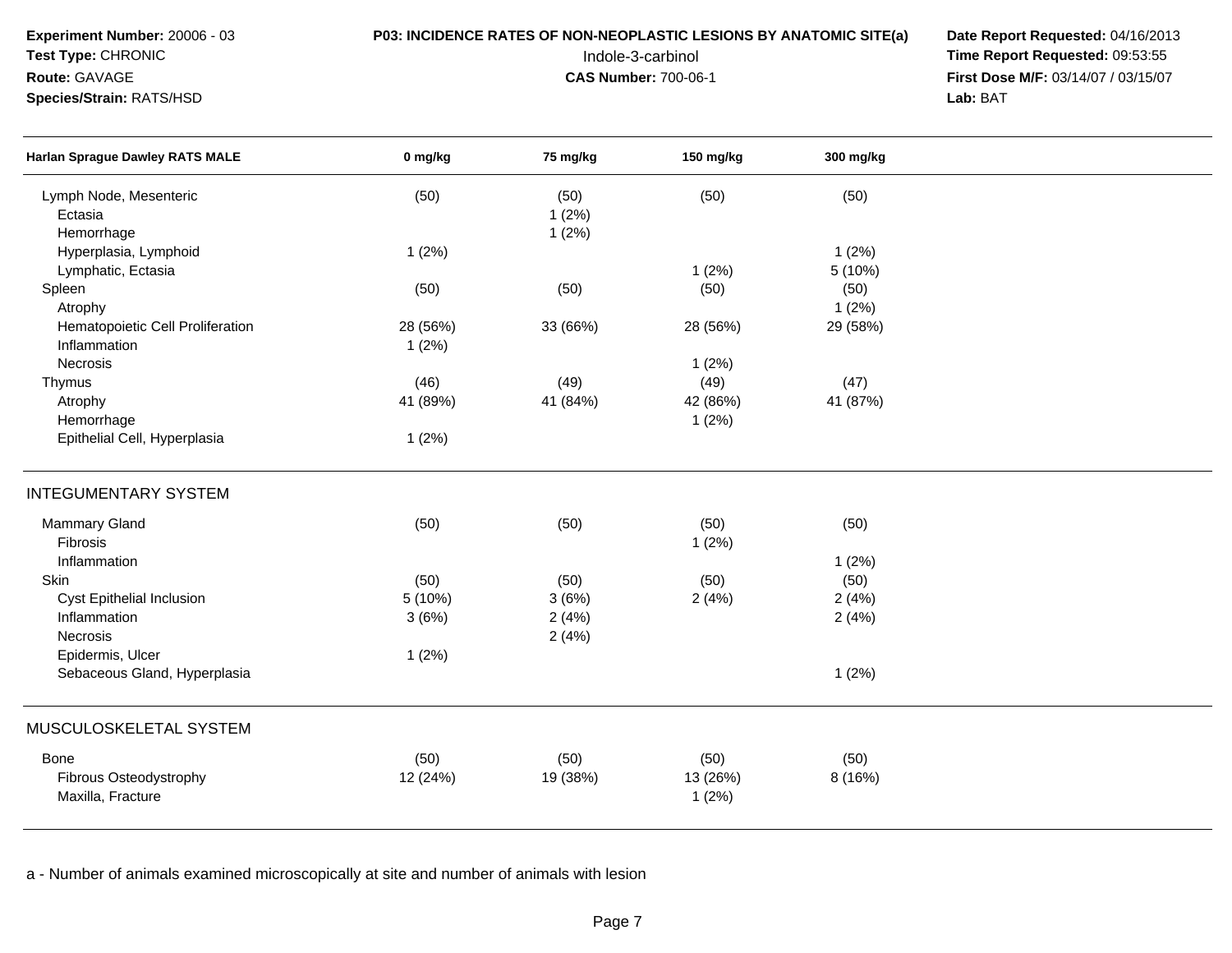**Experiment Number:** 20006 - 03
**Test Type:** CHRONIC
**Route:** GAVAGE
**Species/Strain:** RATS/HSD

**P03: INCIDENCE RATES OF NON-NEOPLASTIC LESIONS BY ANATOMIC SITE(a)**
Indole-3-carbinol
**CAS Number:** 700-06-1

**Date Report Requested:** 04/16/2013
**Time Report Requested:** 09:53:55
**First Dose M/F:** 03/14/07 / 03/15/07
**Lab:** BAT

| Harlan Sprague Dawley RATS MALE | 0 mg/kg | 75 mg/kg | 150 mg/kg | 300 mg/kg |
|---|---|---|---|---|
| Lymph Node, Mesenteric | (50) | (50) | (50) | (50) |
| Ectasia | | 1 (2%) | | |
| Hemorrhage | | 1 (2%) | | |
| Hyperplasia, Lymphoid | 1 (2%) | | | 1 (2%) |
| Lymphatic, Ectasia | | | 1 (2%) | 5 (10%) |
| Spleen | (50) | (50) | (50) | (50) |
| Atrophy | | | | 1 (2%) |
| Hematopoietic Cell Proliferation | 28 (56%) | 33 (66%) | 28 (56%) | 29 (58%) |
| Inflammation | 1 (2%) | | | |
| Necrosis | | | 1 (2%) | |
| Thymus | (46) | (49) | (49) | (47) |
| Atrophy | 41 (89%) | 41 (84%) | 42 (86%) | 41 (87%) |
| Hemorrhage | | | 1 (2%) | |
| Epithelial Cell, Hyperplasia | 1 (2%) | | | |
| **INTEGUMENTARY SYSTEM** | | | | |
| Mammary Gland | (50) | (50) | (50) | (50) |
| Fibrosis | | | 1 (2%) | |
| Inflammation | | | | 1 (2%) |
| Skin | (50) | (50) | (50) | (50) |
| Cyst Epithelial Inclusion | 5 (10%) | 3 (6%) | 2 (4%) | 2 (4%) |
| Inflammation | 3 (6%) | 2 (4%) | | 2 (4%) |
| Necrosis | | 2 (4%) | | |
| Epidermis, Ulcer | 1 (2%) | | | |
| Sebaceous Gland, Hyperplasia | | | | 1 (2%) |
| **MUSCULOSKELETAL SYSTEM** | | | | |
| Bone | (50) | (50) | (50) | (50) |
| Fibrous Osteodystrophy | 12 (24%) | 19 (38%) | 13 (26%) | 8 (16%) |
| Maxilla, Fracture | | | 1 (2%) | |

a - Number of animals examined microscopically at site and number of animals with lesion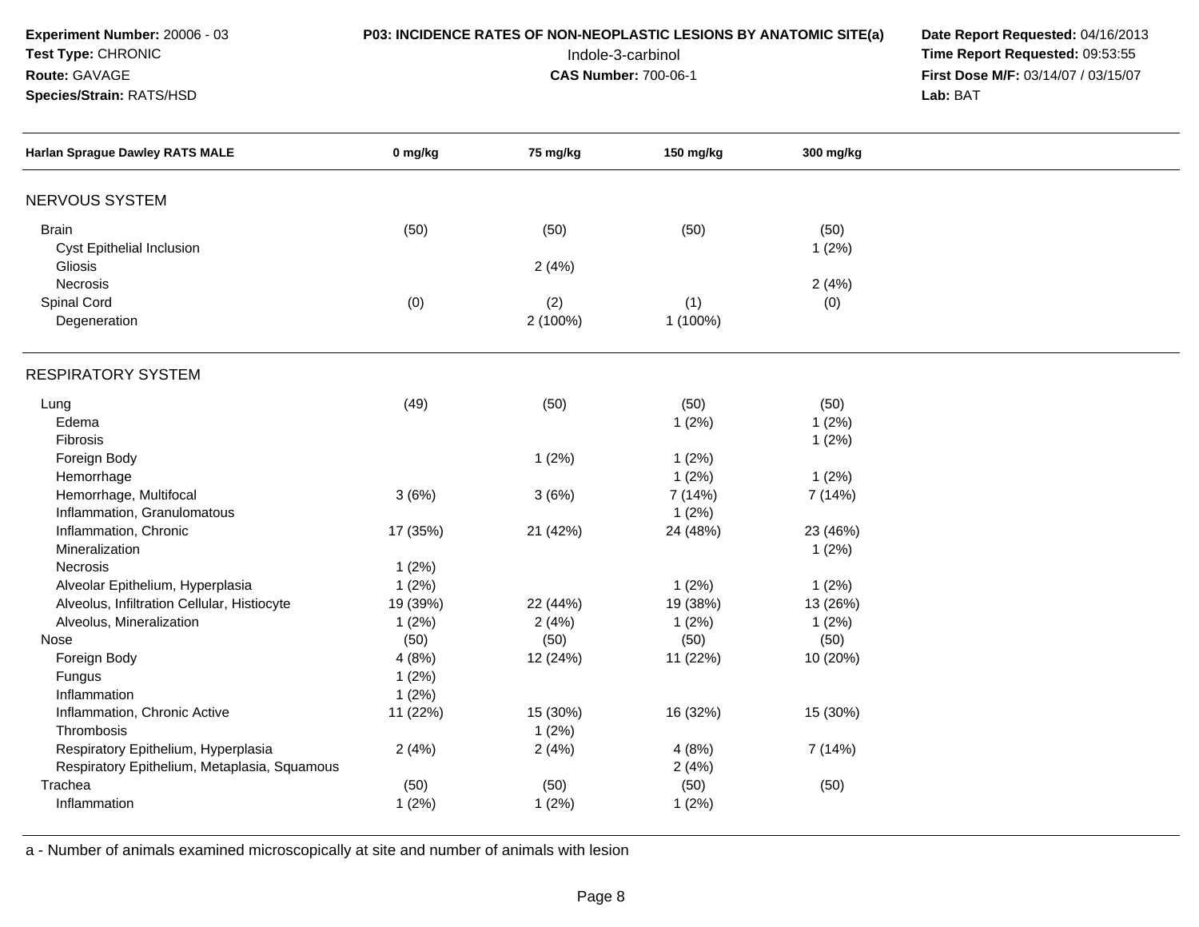**Experiment Number:** 20006 - 03
**Test Type:** CHRONIC
**Route:** GAVAGE
**Species/Strain:** RATS/HSD

**P03: INCIDENCE RATES OF NON-NEOPLASTIC LESIONS BY ANATOMIC SITE(a)**
Indole-3-carbinol
**CAS Number:** 700-06-1

**Date Report Requested:** 04/16/2013
**Time Report Requested:** 09:53:55
**First Dose M/F:** 03/14/07 / 03/15/07
**Lab:** BAT

| Harlan Sprague Dawley RATS MALE | 0 mg/kg | 75 mg/kg | 150 mg/kg | 300 mg/kg |
|---|---|---|---|---|
| NERVOUS SYSTEM | | | | |
| Brain | (50) | (50) | (50) | (50) |
| Cyst Epithelial Inclusion | | | | 1 (2%) |
| Gliosis | | 2 (4%) | | |
| Necrosis | | | | 2 (4%) |
| Spinal Cord | (0) | (2) | (1) | (0) |
| Degeneration | | 2 (100%) | 1 (100%) | |
| RESPIRATORY SYSTEM | | | | |
| Lung | (49) | (50) | (50) | (50) |
| Edema | | | 1 (2%) | 1 (2%) |
| Fibrosis | | | | 1 (2%) |
| Foreign Body | | 1 (2%) | 1 (2%) | |
| Hemorrhage | | | 1 (2%) | 1 (2%) |
| Hemorrhage, Multifocal | 3 (6%) | 3 (6%) | 7 (14%) | 7 (14%) |
| Inflammation, Granulomatous | | | 1 (2%) | |
| Inflammation, Chronic | 17 (35%) | 21 (42%) | 24 (48%) | 23 (46%) |
| Mineralization | | | | 1 (2%) |
| Necrosis | 1 (2%) | | | |
| Alveolar Epithelium, Hyperplasia | 1 (2%) | | 1 (2%) | 1 (2%) |
| Alveolus, Infiltration Cellular, Histiocyte | 19 (39%) | 22 (44%) | 19 (38%) | 13 (26%) |
| Alveolus, Mineralization | 1 (2%) | 2 (4%) | 1 (2%) | 1 (2%) |
| Nose | (50) | (50) | (50) | (50) |
| Foreign Body | 4 (8%) | 12 (24%) | 11 (22%) | 10 (20%) |
| Fungus | 1 (2%) | | | |
| Inflammation | 1 (2%) | | | |
| Inflammation, Chronic Active | 11 (22%) | 15 (30%) | 16 (32%) | 15 (30%) |
| Thrombosis | | 1 (2%) | | |
| Respiratory Epithelium, Hyperplasia | 2 (4%) | 2 (4%) | 4 (8%) | 7 (14%) |
| Respiratory Epithelium, Metaplasia, Squamous | | | 2 (4%) | |
| Trachea | (50) | (50) | (50) | (50) |
| Inflammation | 1 (2%) | 1 (2%) | 1 (2%) | |

a - Number of animals examined microscopically at site and number of animals with lesion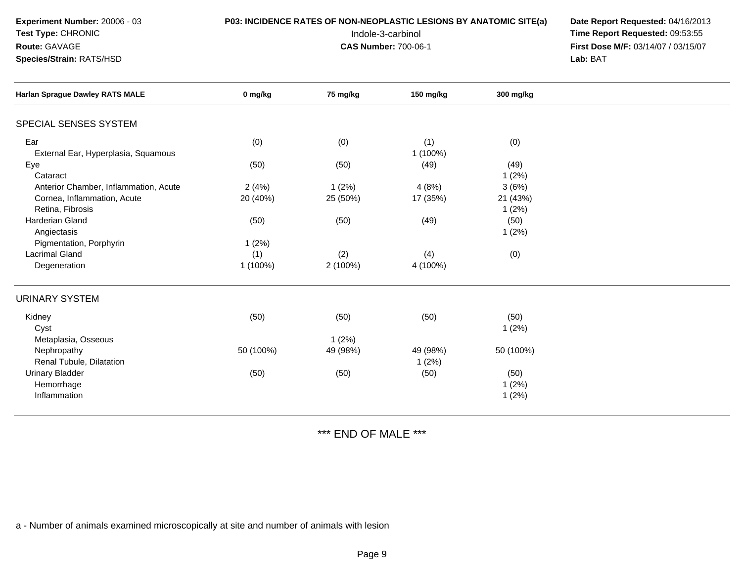**Experiment Number:** 20006 - 03
**Test Type:** CHRONIC
**Route:** GAVAGE
**Species/Strain:** RATS/HSD

**P03: INCIDENCE RATES OF NON-NEOPLASTIC LESIONS BY ANATOMIC SITE(a)**
Indole-3-carbinol
**CAS Number:** 700-06-1

**Date Report Requested:** 04/16/2013
**Time Report Requested:** 09:53:55
**First Dose M/F:** 03/14/07 / 03/15/07
**Lab:** BAT

| Harlan Sprague Dawley RATS MALE | 0 mg/kg | 75 mg/kg | 150 mg/kg | 300 mg/kg |
|---|---|---|---|---|
| **SPECIAL SENSES SYSTEM** | | | | |
| Ear | (0) | (0) | (1) | (0) |
| External Ear, Hyperplasia, Squamous | | | 1 (100%) | |
| Eye | (50) | (50) | (49) | (49) |
| Cataract | | | | 1 (2%) |
| Anterior Chamber, Inflammation, Acute | 2 (4%) | 1 (2%) | 4 (8%) | 3 (6%) |
| Cornea, Inflammation, Acute | 20 (40%) | 25 (50%) | 17 (35%) | 21 (43%) |
| Retina, Fibrosis | | | | 1 (2%) |
| Harderian Gland | (50) | (50) | (49) | (50) |
| Angiectasis | | | | 1 (2%) |
| Pigmentation, Porphyrin | 1 (2%) | | | |
| Lacrimal Gland | (1) | (2) | (4) | (0) |
| Degeneration | 1 (100%) | 2 (100%) | 4 (100%) | |
| **URINARY SYSTEM** | | | | |
| Kidney | (50) | (50) | (50) | (50) |
| Cyst | | | | 1 (2%) |
| Metaplasia, Osseous | | 1 (2%) | | |
| Nephropathy | 50 (100%) | 49 (98%) | 49 (98%) | 50 (100%) |
| Renal Tubule, Dilatation | | | 1 (2%) | |
| Urinary Bladder | (50) | (50) | (50) | (50) |
| Hemorrhage | | | | 1 (2%) |
| Inflammation | | | | 1 (2%) |

*** END OF MALE ***

a - Number of animals examined microscopically at site and number of animals with lesion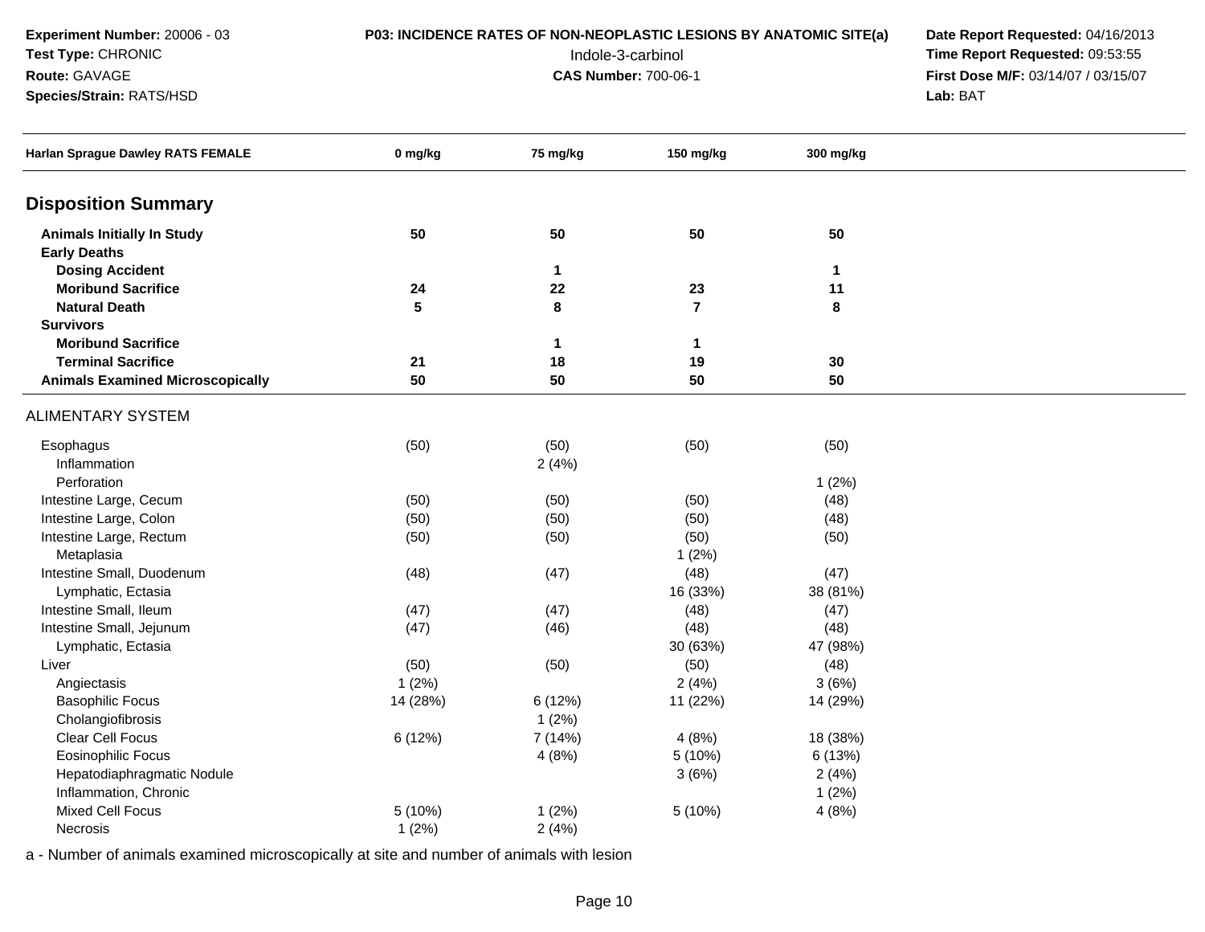**Experiment Number:** 20006 - 03
**Test Type:** CHRONIC
**Route:** GAVAGE
**Species/Strain:** RATS/HSD

**P03: INCIDENCE RATES OF NON-NEOPLASTIC LESIONS BY ANATOMIC SITE(a)**
Indole-3-carbinol
**CAS Number:** 700-06-1

**Date Report Requested:** 04/16/2013
**Time Report Requested:** 09:53:55
**First Dose M/F:** 03/14/07 / 03/15/07
**Lab:** BAT

| Harlan Sprague Dawley RATS FEMALE | 0 mg/kg | 75 mg/kg | 150 mg/kg | 300 mg/kg |
|---|---|---|---|---|
| **Disposition Summary** | | | | |
| **Animals Initially In Study** | **50** | **50** | **50** | **50** |
| **Early Deaths** | | | | |
| **Dosing Accident** | | **1** | | **1** |
| **Moribund Sacrifice** | **24** | **22** | **23** | **11** |
| **Natural Death** | **5** | **8** | **7** | **8** |
| **Survivors** | | | | |
| **Moribund Sacrifice** | | **1** | **1** | |
| **Terminal Sacrifice** | **21** | **18** | **19** | **30** |
| **Animals Examined Microscopically** | **50** | **50** | **50** | **50** |
| ALIMENTARY SYSTEM | | | | |
| Esophagus | (50) | (50) | (50) | (50) |
| Inflammation | | 2 (4%) | | |
| Perforation | | | | 1 (2%) |
| Intestine Large, Cecum | (50) | (50) | (50) | (48) |
| Intestine Large, Colon | (50) | (50) | (50) | (48) |
| Intestine Large, Rectum | (50) | (50) | (50) | (50) |
| Metaplasia | | | 1 (2%) | |
| Intestine Small, Duodenum | (48) | (47) | (48) | (47) |
| Lymphatic, Ectasia | | | 16 (33%) | 38 (81%) |
| Intestine Small, Ileum | (47) | (47) | (48) | (47) |
| Intestine Small, Jejunum | (47) | (46) | (48) | (48) |
| Lymphatic, Ectasia | | | 30 (63%) | 47 (98%) |
| Liver | (50) | (50) | (50) | (48) |
| Angiectasis | 1 (2%) | | 2 (4%) | 3 (6%) |
| Basophilic Focus | 14 (28%) | 6 (12%) | 11 (22%) | 14 (29%) |
| Cholangiofibrosis | | 1 (2%) | | |
| Clear Cell Focus | 6 (12%) | 7 (14%) | 4 (8%) | 18 (38%) |
| Eosinophilic Focus | | 4 (8%) | 5 (10%) | 6 (13%) |
| Hepatodiaphragmatic Nodule | | | 3 (6%) | 2 (4%) |
| Inflammation, Chronic | | | | 1 (2%) |
| Mixed Cell Focus | 5 (10%) | 1 (2%) | 5 (10%) | 4 (8%) |
| Necrosis | 1 (2%) | 2 (4%) | | |

a - Number of animals examined microscopically at site and number of animals with lesion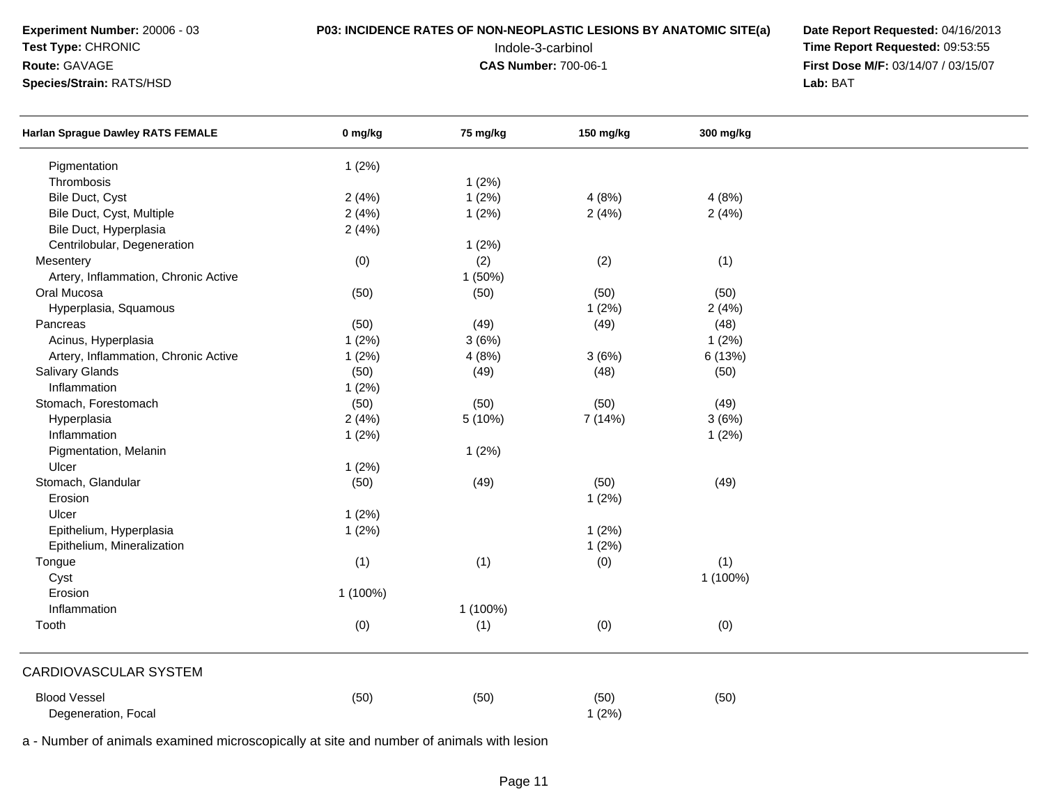**Experiment Number:** 20006 - 03
**Test Type:** CHRONIC
**Route:** GAVAGE
**Species/Strain:** RATS/HSD

**P03: INCIDENCE RATES OF NON-NEOPLASTIC LESIONS BY ANATOMIC SITE(a)**
Indole-3-carbinol
**CAS Number:** 700-06-1

**Date Report Requested:** 04/16/2013
**Time Report Requested:** 09:53:55
**First Dose M/F:** 03/14/07 / 03/15/07
**Lab:** BAT

| Harlan Sprague Dawley RATS FEMALE | 0 mg/kg | 75 mg/kg | 150 mg/kg | 300 mg/kg |
|---|---|---|---|---|
| Pigmentation | 1 (2%) | | | |
| Thrombosis | | 1 (2%) | | |
| Bile Duct, Cyst | 2 (4%) | 1 (2%) | 4 (8%) | 4 (8%) |
| Bile Duct, Cyst, Multiple | 2 (4%) | 1 (2%) | 2 (4%) | 2 (4%) |
| Bile Duct, Hyperplasia | 2 (4%) | | | |
| Centrilobular, Degeneration | | 1 (2%) | | |
| Mesentery | (0) | (2) | (2) | (1) |
| Artery, Inflammation, Chronic Active | | 1 (50%) | | |
| Oral Mucosa | (50) | (50) | (50) | (50) |
| Hyperplasia, Squamous | | | 1 (2%) | 2 (4%) |
| Pancreas | (50) | (49) | (49) | (48) |
| Acinus, Hyperplasia | 1 (2%) | 3 (6%) | | 1 (2%) |
| Artery, Inflammation, Chronic Active | 1 (2%) | 4 (8%) | 3 (6%) | 6 (13%) |
| Salivary Glands | (50) | (49) | (48) | (50) |
| Inflammation | 1 (2%) | | | |
| Stomach, Forestomach | (50) | (50) | (50) | (49) |
| Hyperplasia | 2 (4%) | 5 (10%) | 7 (14%) | 3 (6%) |
| Inflammation | 1 (2%) | | | 1 (2%) |
| Pigmentation, Melanin | | 1 (2%) | | |
| Ulcer | 1 (2%) | | | |
| Stomach, Glandular | (50) | (49) | (50) | (49) |
| Erosion | | | 1 (2%) | |
| Ulcer | 1 (2%) | | | |
| Epithelium, Hyperplasia | 1 (2%) | | 1 (2%) | |
| Epithelium, Mineralization | | | 1 (2%) | |
| Tongue | (1) | (1) | (0) | (1) |
| Cyst | | | | 1 (100%) |
| Erosion | 1 (100%) | | | |
| Inflammation | | 1 (100%) | | |
| Tooth | (0) | (1) | (0) | (0) |

CARDIOVASCULAR SYSTEM

| | | | | |
|---|---|---|---|---|
| Blood Vessel | (50) | (50) | (50) | (50) |
| Degeneration, Focal | | | 1 (2%) | |

a - Number of animals examined microscopically at site and number of animals with lesion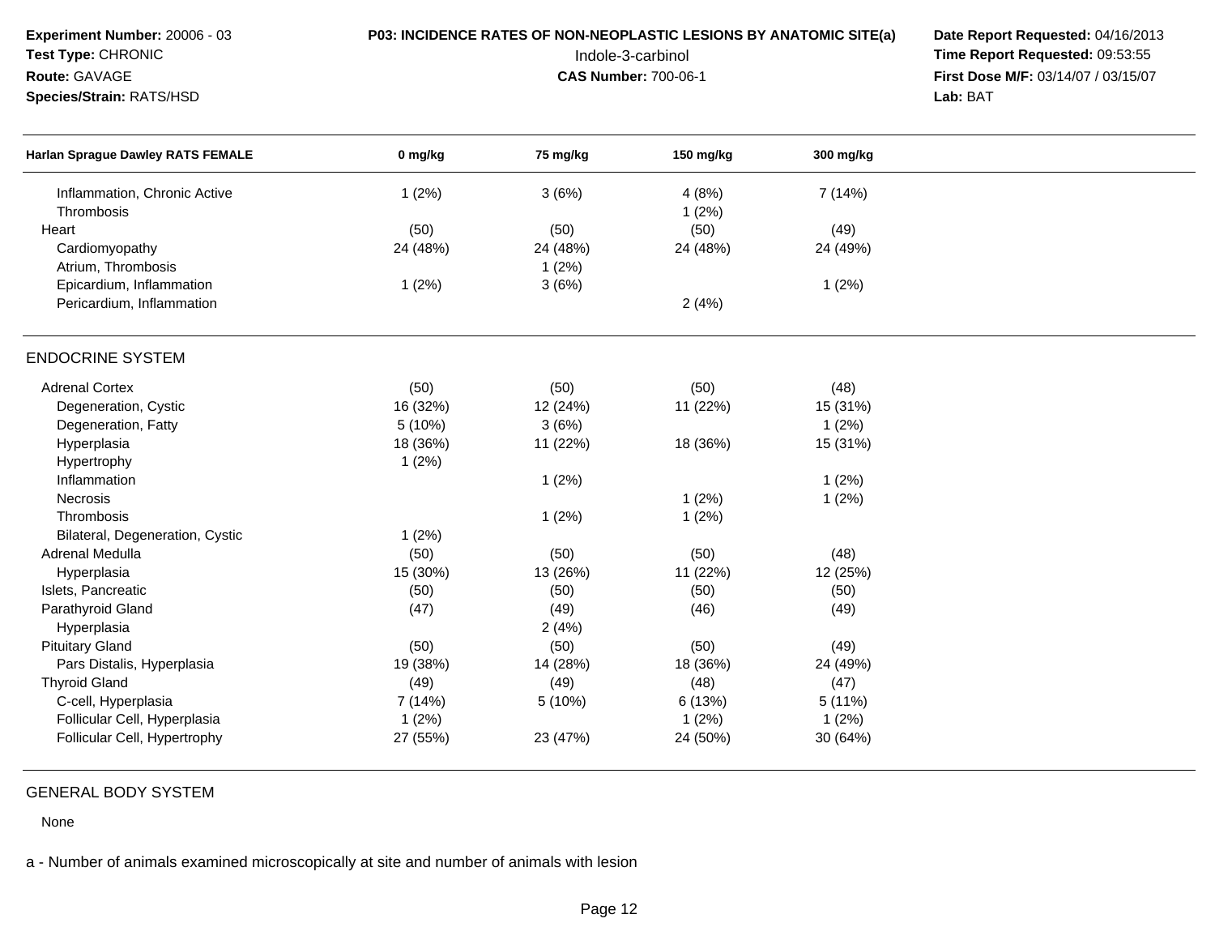**Experiment Number:** 20006 - 03
**Test Type:** CHRONIC
**Route:** GAVAGE
**Species/Strain:** RATS/HSD

**P03: INCIDENCE RATES OF NON-NEOPLASTIC LESIONS BY ANATOMIC SITE(a)**
Indole-3-carbinol
**CAS Number:** 700-06-1

**Date Report Requested:** 04/16/2013
**Time Report Requested:** 09:53:55
**First Dose M/F:** 03/14/07 / 03/15/07
**Lab:** BAT

| Harlan Sprague Dawley RATS FEMALE | 0 mg/kg | 75 mg/kg | 150 mg/kg | 300 mg/kg |
|---|---|---|---|---|
| Inflammation, Chronic Active | 1 (2%) | 3 (6%) | 4 (8%) | 7 (14%) |
| Thrombosis | | | 1 (2%) | |
| Heart | (50) | (50) | (50) | (49) |
| Cardiomyopathy | 24 (48%) | 24 (48%) | 24 (48%) | 24 (49%) |
| Atrium, Thrombosis | | 1 (2%) | | |
| Epicardium, Inflammation | 1 (2%) | 3 (6%) | | 1 (2%) |
| Pericardium, Inflammation | | | 2 (4%) | |
| **ENDOCRINE SYSTEM** | | | | |
| Adrenal Cortex | (50) | (50) | (50) | (48) |
| Degeneration, Cystic | 16 (32%) | 12 (24%) | 11 (22%) | 15 (31%) |
| Degeneration, Fatty | 5 (10%) | 3 (6%) | | 1 (2%) |
| Hyperplasia | 18 (36%) | 11 (22%) | 18 (36%) | 15 (31%) |
| Hypertrophy | 1 (2%) | | | |
| Inflammation | | 1 (2%) | | 1 (2%) |
| Necrosis | | | 1 (2%) | 1 (2%) |
| Thrombosis | | 1 (2%) | 1 (2%) | |
| Bilateral, Degeneration, Cystic | 1 (2%) | | | |
| Adrenal Medulla | (50) | (50) | (50) | (48) |
| Hyperplasia | 15 (30%) | 13 (26%) | 11 (22%) | 12 (25%) |
| Islets, Pancreatic | (50) | (50) | (50) | (50) |
| Parathyroid Gland | (47) | (49) | (46) | (49) |
| Hyperplasia | | 2 (4%) | | |
| Pituitary Gland | (50) | (50) | (50) | (49) |
| Pars Distalis, Hyperplasia | 19 (38%) | 14 (28%) | 18 (36%) | 24 (49%) |
| Thyroid Gland | (49) | (49) | (48) | (47) |
| C-cell, Hyperplasia | 7 (14%) | 5 (10%) | 6 (13%) | 5 (11%) |
| Follicular Cell, Hyperplasia | 1 (2%) | | 1 (2%) | 1 (2%) |
| Follicular Cell, Hypertrophy | 27 (55%) | 23 (47%) | 24 (50%) | 30 (64%) |

GENERAL BODY SYSTEM

None

a - Number of animals examined microscopically at site and number of animals with lesion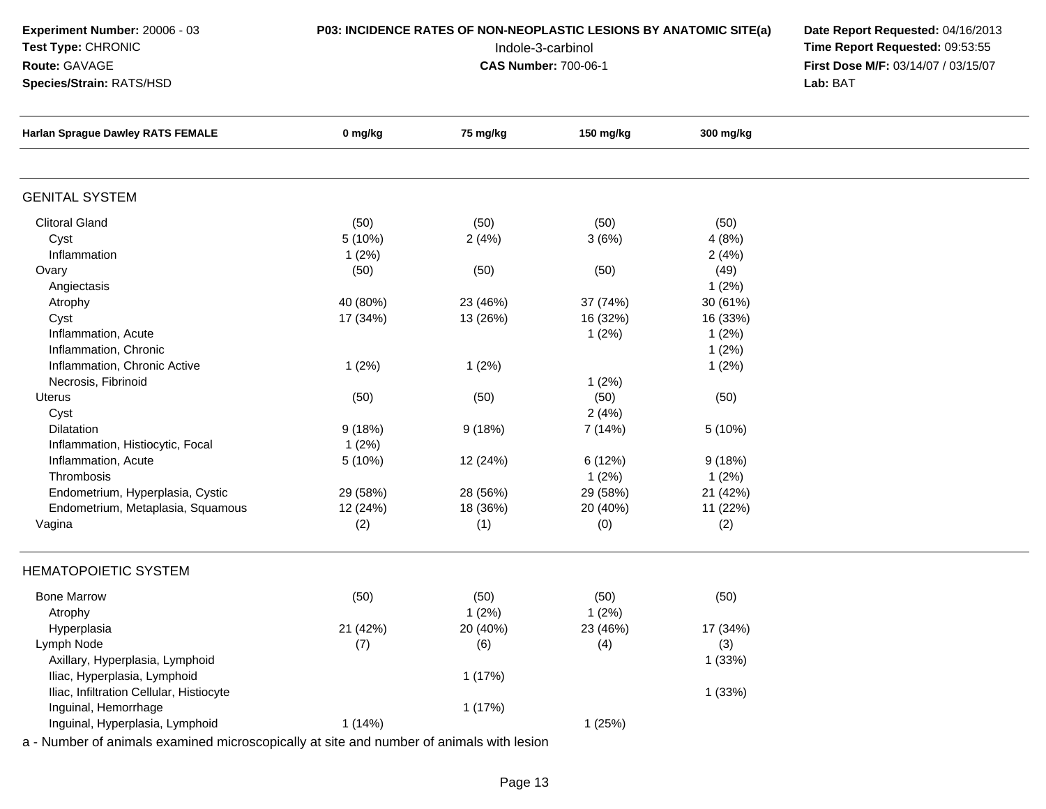**Experiment Number:** 20006 - 03
**Test Type:** CHRONIC
**Route:** GAVAGE
**Species/Strain:** RATS/HSD

**P03: INCIDENCE RATES OF NON-NEOPLASTIC LESIONS BY ANATOMIC SITE(a)**
Indole-3-carbinol
**CAS Number:** 700-06-1

**Date Report Requested:** 04/16/2013
**Time Report Requested:** 09:53:55
**First Dose M/F:** 03/14/07 / 03/15/07
**Lab:** BAT

| Harlan Sprague Dawley RATS FEMALE | 0 mg/kg | 75 mg/kg | 150 mg/kg | 300 mg/kg |
|---|---|---|---|---|
| **GENITAL SYSTEM** | | | | |
| Clitoral Gland | (50) | (50) | (50) | (50) |
| Cyst | 5 (10%) | 2 (4%) | 3 (6%) | 4 (8%) |
| Inflammation | 1 (2%) | | | 2 (4%) |
| Ovary | (50) | (50) | (50) | (49) |
| Angiectasis | | | | 1 (2%) |
| Atrophy | 40 (80%) | 23 (46%) | 37 (74%) | 30 (61%) |
| Cyst | 17 (34%) | 13 (26%) | 16 (32%) | 16 (33%) |
| Inflammation, Acute | | | 1 (2%) | 1 (2%) |
| Inflammation, Chronic | | | | 1 (2%) |
| Inflammation, Chronic Active | 1 (2%) | 1 (2%) | | 1 (2%) |
| Necrosis, Fibrinoid | | | 1 (2%) | |
| Uterus | (50) | (50) | (50) | (50) |
| Cyst | | | 2 (4%) | |
| Dilatation | 9 (18%) | 9 (18%) | 7 (14%) | 5 (10%) |
| Inflammation, Histiocytic, Focal | 1 (2%) | | | |
| Inflammation, Acute | 5 (10%) | 12 (24%) | 6 (12%) | 9 (18%) |
| Thrombosis | | | 1 (2%) | 1 (2%) |
| Endometrium, Hyperplasia, Cystic | 29 (58%) | 28 (56%) | 29 (58%) | 21 (42%) |
| Endometrium, Metaplasia, Squamous | 12 (24%) | 18 (36%) | 20 (40%) | 11 (22%) |
| Vagina | (2) | (1) | (0) | (2) |
| **HEMATOPOIETIC SYSTEM** | | | | |
| Bone Marrow | (50) | (50) | (50) | (50) |
| Atrophy | | 1 (2%) | 1 (2%) | |
| Hyperplasia | 21 (42%) | 20 (40%) | 23 (46%) | 17 (34%) |
| Lymph Node | (7) | (6) | (4) | (3) |
| Axillary, Hyperplasia, Lymphoid | | | | 1 (33%) |
| Iliac, Hyperplasia, Lymphoid | | 1 (17%) | | |
| Iliac, Infiltration Cellular, Histiocyte | | | | 1 (33%) |
| Inguinal, Hemorrhage | | 1 (17%) | | |
| Inguinal, Hyperplasia, Lymphoid | 1 (14%) | | 1 (25%) | |

a - Number of animals examined microscopically at site and number of animals with lesion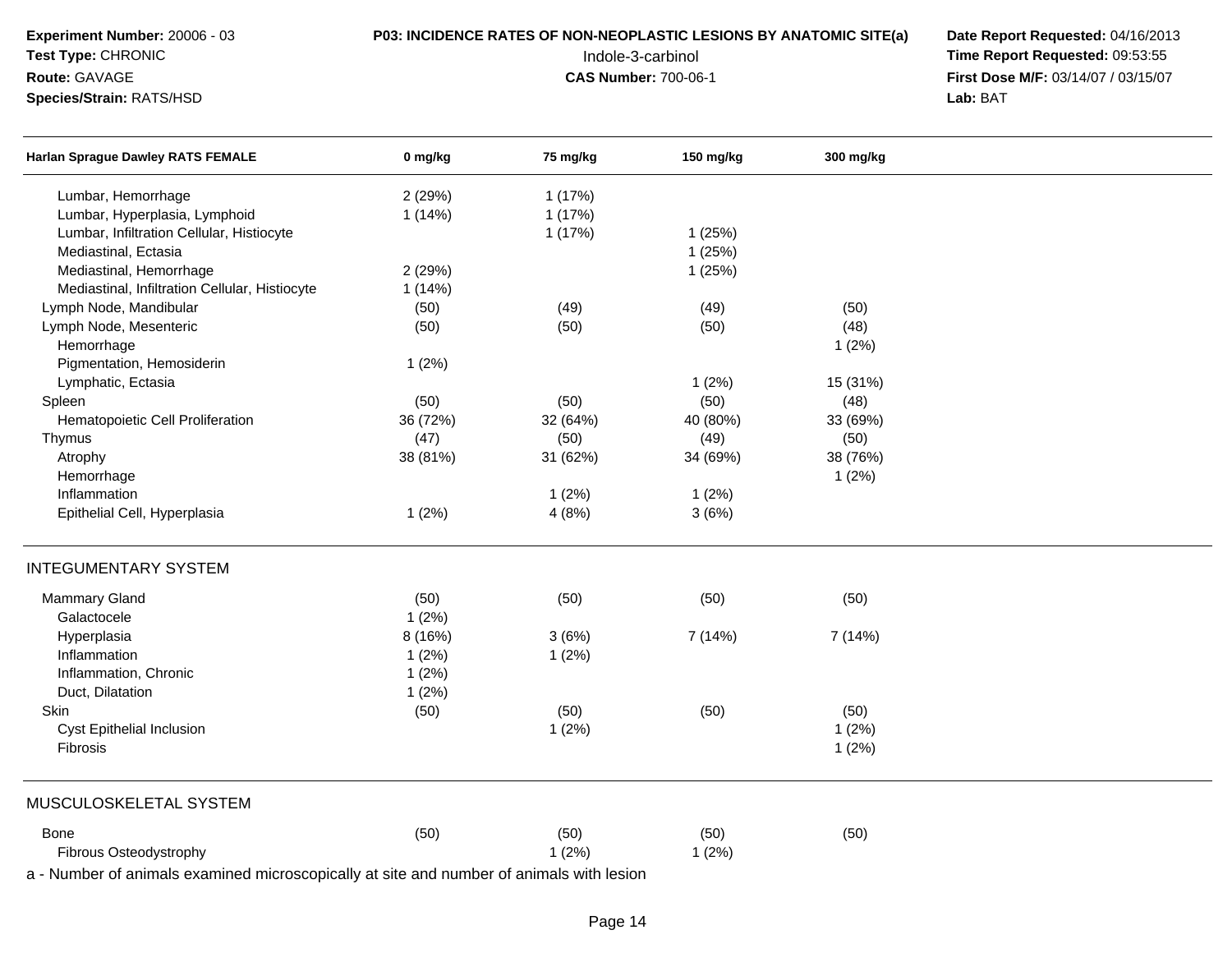**Experiment Number:** 20006 - 03
**Test Type:** CHRONIC
**Route:** GAVAGE
**Species/Strain:** RATS/HSD

**P03: INCIDENCE RATES OF NON-NEOPLASTIC LESIONS BY ANATOMIC SITE(a)**
Indole-3-carbinol
**CAS Number:** 700-06-1

**Date Report Requested:** 04/16/2013
**Time Report Requested:** 09:53:55
**First Dose M/F:** 03/14/07 / 03/15/07
**Lab:** BAT

| Harlan Sprague Dawley RATS FEMALE | 0 mg/kg | 75 mg/kg | 150 mg/kg | 300 mg/kg |
|---|---|---|---|---|
| Lumbar, Hemorrhage | 2 (29%) | 1 (17%) | | |
| Lumbar, Hyperplasia, Lymphoid | 1 (14%) | 1 (17%) | | |
| Lumbar, Infiltration Cellular, Histiocyte | | 1 (17%) | 1 (25%) | |
| Mediastinal, Ectasia | | | 1 (25%) | |
| Mediastinal, Hemorrhage | 2 (29%) | | 1 (25%) | |
| Mediastinal, Infiltration Cellular, Histiocyte | 1 (14%) | | | |
| Lymph Node, Mandibular | (50) | (49) | (49) | (50) |
| Lymph Node, Mesenteric | (50) | (50) | (50) | (48) |
| Hemorrhage | | | | 1 (2%) |
| Pigmentation, Hemosiderin | 1 (2%) | | | |
| Lymphatic, Ectasia | | | 1 (2%) | 15 (31%) |
| Spleen | (50) | (50) | (50) | (48) |
| Hematopoietic Cell Proliferation | 36 (72%) | 32 (64%) | 40 (80%) | 33 (69%) |
| Thymus | (47) | (50) | (49) | (50) |
| Atrophy | 38 (81%) | 31 (62%) | 34 (69%) | 38 (76%) |
| Hemorrhage | | | | 1 (2%) |
| Inflammation | | 1 (2%) | 1 (2%) | |
| Epithelial Cell, Hyperplasia | 1 (2%) | 4 (8%) | 3 (6%) | |
| **INTEGUMENTARY SYSTEM** | | | | |
| Mammary Gland | (50) | (50) | (50) | (50) |
| Galactocele | 1 (2%) | | | |
| Hyperplasia | 8 (16%) | 3 (6%) | 7 (14%) | 7 (14%) |
| Inflammation | 1 (2%) | 1 (2%) | | |
| Inflammation, Chronic | 1 (2%) | | | |
| Duct, Dilatation | 1 (2%) | | | |
| Skin | (50) | (50) | (50) | (50) |
| Cyst Epithelial Inclusion | | 1 (2%) | | 1 (2%) |
| Fibrosis | | | | 1 (2%) |
| **MUSCULOSKELETAL SYSTEM** | | | | |
| Bone | (50) | (50) | (50) | (50) |
| Fibrous Osteodystrophy | | 1 (2%) | 1 (2%) | |

a - Number of animals examined microscopically at site and number of animals with lesion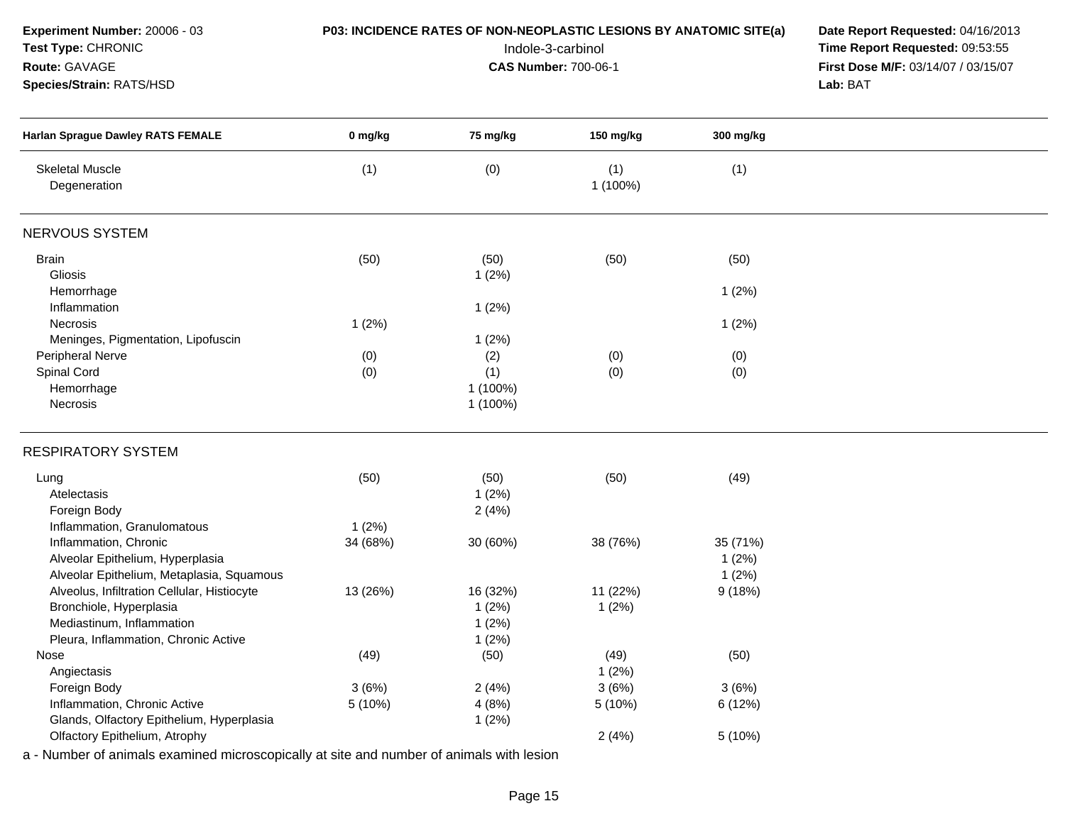**Experiment Number:** 20006 - 03
**Test Type:** CHRONIC
**Route:** GAVAGE
**Species/Strain:** RATS/HSD

**P03: INCIDENCE RATES OF NON-NEOPLASTIC LESIONS BY ANATOMIC SITE(a)**
Indole-3-carbinol
**CAS Number:** 700-06-1

**Date Report Requested:** 04/16/2013
**Time Report Requested:** 09:53:55
**First Dose M/F:** 03/14/07 / 03/15/07
**Lab:** BAT

| Harlan Sprague Dawley RATS FEMALE | 0 mg/kg | 75 mg/kg | 150 mg/kg | 300 mg/kg |
|---|---|---|---|---|
| Skeletal Muscle | (1) | (0) | (1) | (1) |
| Degeneration | | | 1 (100%) | |
| **NERVOUS SYSTEM** | | | | |
| Brain | (50) | (50) | (50) | (50) |
| Gliosis | | 1 (2%) | | |
| Hemorrhage | | | | 1 (2%) |
| Inflammation | | 1 (2%) | | |
| Necrosis | 1 (2%) | | | 1 (2%) |
| Meninges, Pigmentation, Lipofuscin | | 1 (2%) | | |
| Peripheral Nerve | (0) | (2) | (0) | (0) |
| Spinal Cord | (0) | (1) | (0) | (0) |
| Hemorrhage | | 1 (100%) | | |
| Necrosis | | 1 (100%) | | |
| **RESPIRATORY SYSTEM** | | | | |
| Lung | (50) | (50) | (50) | (49) |
| Atelectasis | | 1 (2%) | | |
| Foreign Body | | 2 (4%) | | |
| Inflammation, Granulomatous | 1 (2%) | | | |
| Inflammation, Chronic | 34 (68%) | 30 (60%) | 38 (76%) | 35 (71%) |
| Alveolar Epithelium, Hyperplasia | | | | 1 (2%) |
| Alveolar Epithelium, Metaplasia, Squamous | | | | 1 (2%) |
| Alveolus, Infiltration Cellular, Histiocyte | 13 (26%) | 16 (32%) | 11 (22%) | 9 (18%) |
| Bronchiole, Hyperplasia | | 1 (2%) | 1 (2%) | |
| Mediastinum, Inflammation | | 1 (2%) | | |
| Pleura, Inflammation, Chronic Active | | 1 (2%) | | |
| Nose | (49) | (50) | (49) | (50) |
| Angiectasis | | | 1 (2%) | |
| Foreign Body | 3 (6%) | 2 (4%) | 3 (6%) | 3 (6%) |
| Inflammation, Chronic Active | 5 (10%) | 4 (8%) | 5 (10%) | 6 (12%) |
| Glands, Olfactory Epithelium, Hyperplasia | | 1 (2%) | | |
| Olfactory Epithelium, Atrophy | | | 2 (4%) | 5 (10%) |

a - Number of animals examined microscopically at site and number of animals with lesion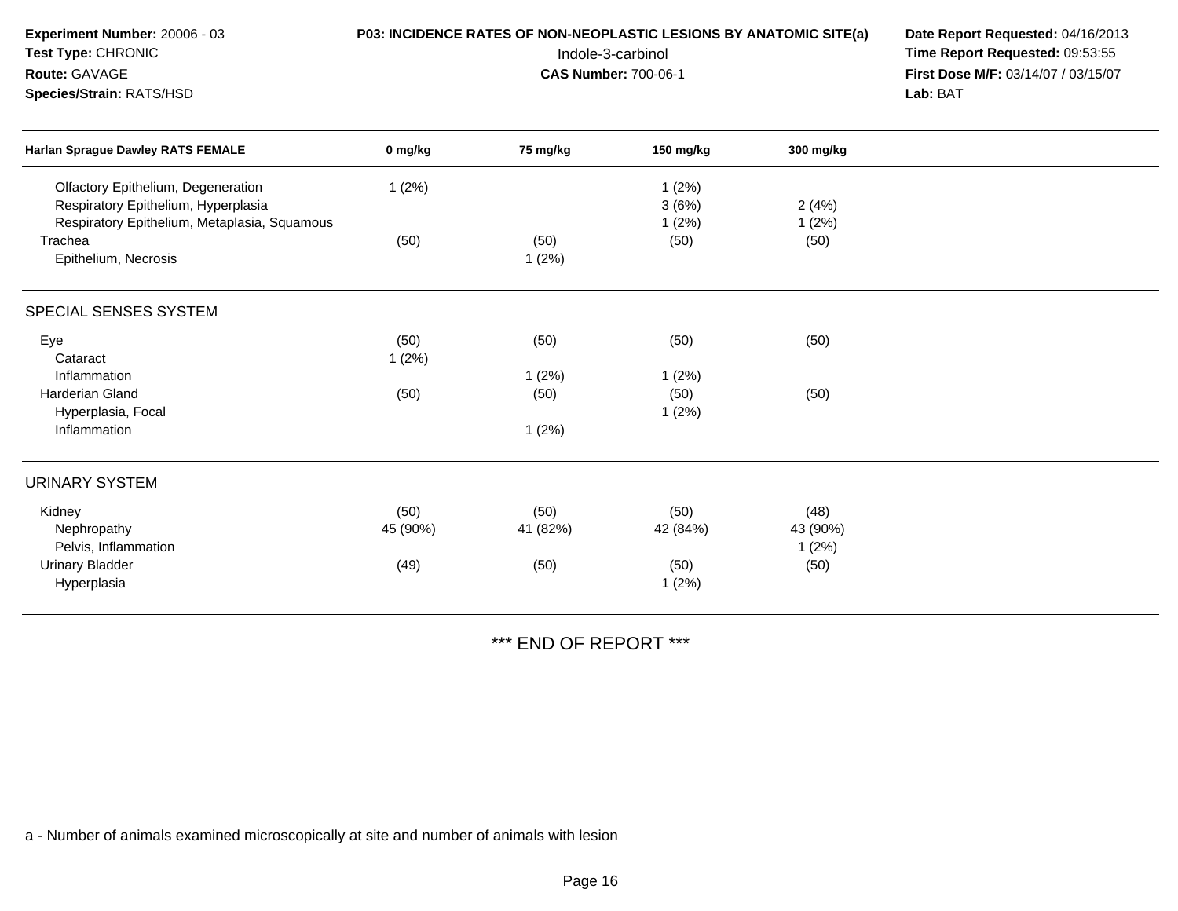**Experiment Number:** 20006 - 03
**Test Type:** CHRONIC
**Route:** GAVAGE
**Species/Strain:** RATS/HSD

**P03: INCIDENCE RATES OF NON-NEOPLASTIC LESIONS BY ANATOMIC SITE(a)**
Indole-3-carbinol
**CAS Number:** 700-06-1

**Date Report Requested:** 04/16/2013
**Time Report Requested:** 09:53:55
**First Dose M/F:** 03/14/07 / 03/15/07
**Lab:** BAT

| Harlan Sprague Dawley RATS FEMALE | 0 mg/kg | 75 mg/kg | 150 mg/kg | 300 mg/kg |
|---|---|---|---|---|
| Olfactory Epithelium, Degeneration | 1 (2%) | | 1 (2%) | |
| Respiratory Epithelium, Hyperplasia | | | 3 (6%) | 2 (4%) |
| Respiratory Epithelium, Metaplasia, Squamous | | | 1 (2%) | 1 (2%) |
| Trachea | (50) | (50) | (50) | (50) |
| Epithelium, Necrosis | | 1 (2%) | | |
| **SPECIAL SENSES SYSTEM** | | | | |
| Eye | (50) | (50) | (50) | (50) |
| Cataract | 1 (2%) | | | |
| Inflammation | | 1 (2%) | 1 (2%) | |
| Harderian Gland | (50) | (50) | (50) | (50) |
| Hyperplasia, Focal | | | 1 (2%) | |
| Inflammation | | 1 (2%) | | |
| **URINARY SYSTEM** | | | | |
| Kidney | (50) | (50) | (50) | (48) |
| Nephropathy | 45 (90%) | 41 (82%) | 42 (84%) | 43 (90%) |
| Pelvis, Inflammation | | | | 1 (2%) |
| Urinary Bladder | (49) | (50) | (50) | (50) |
| Hyperplasia | | | 1 (2%) | |

*** END OF REPORT ***

a - Number of animals examined microscopically at site and number of animals with lesion